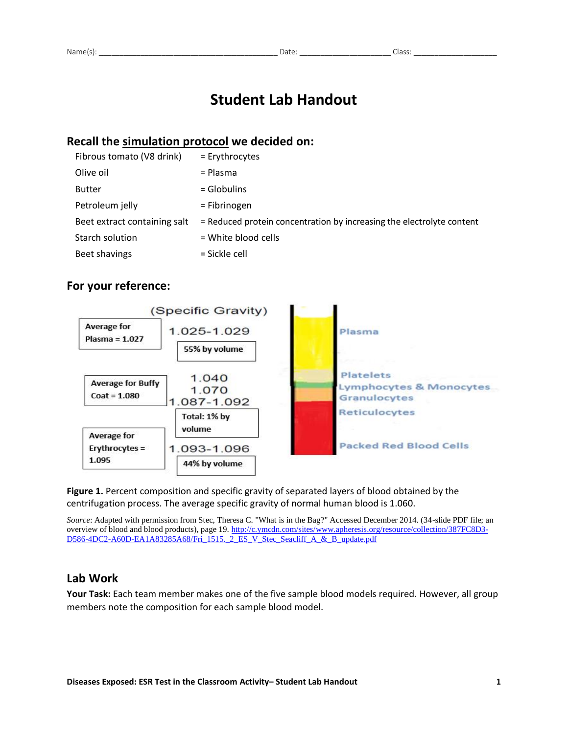Name(s): ___________________________________________ Date: _____________________ Class: ____________________

# Student Lab Handout

## Recall the simulation protocol we decided on:

| | |
|---|---|
| Fibrous tomato (V8 drink) | = Erythrocytes |
| Olive oil | = Plasma |
| Butter | = Globulins |
| Petroleum jelly | = Fibrinogen |
| Beet extract containing salt | = Reduced protein concentration by increasing the electrolyte content |
| Starch solution | = White blood cells |
| Beet shavings | = Sickle cell |

## For your reference:

(Specific Gravity)

| Average | Specific Gravity | Volume | Layer |
|---|---|---|---|
| Average for Plasma = 1.027 | 1.025-1.029 | 55% by volume | Plasma |
| Average for Buffy Coat = 1.080 | 1.040<br>1.070<br>1.087-1.092 | Total: 1% by volume | Platelets<br>Lymphocytes & Monocytes<br>Granulocytes |
| | | | Reticulocytes |
| Average for Erythrocytes = 1.095 | 1.093-1.096 | 44% by volume | Packed Red Blood Cells |

**Figure 1.** Percent composition and specific gravity of separated layers of blood obtained by the centrifugation process. The average specific gravity of normal human blood is 1.060.

*Source*: Adapted with permission from Stec, Theresa C. "What is in the Bag?" Accessed December 2014. (34-slide PDF file; an overview of blood and blood products), page 19. http://c.ymcdn.com/sites/www.apheresis.org/resource/collection/387FC8D3-D586-4DC2-A60D-EA1A83285A68/Fri_1515._2_ES_V_Stec_Seacliff_A_&_B_update.pdf

## Lab Work

**Your Task:** Each team member makes one of the five sample blood models required. However, all group members note the composition for each sample blood model.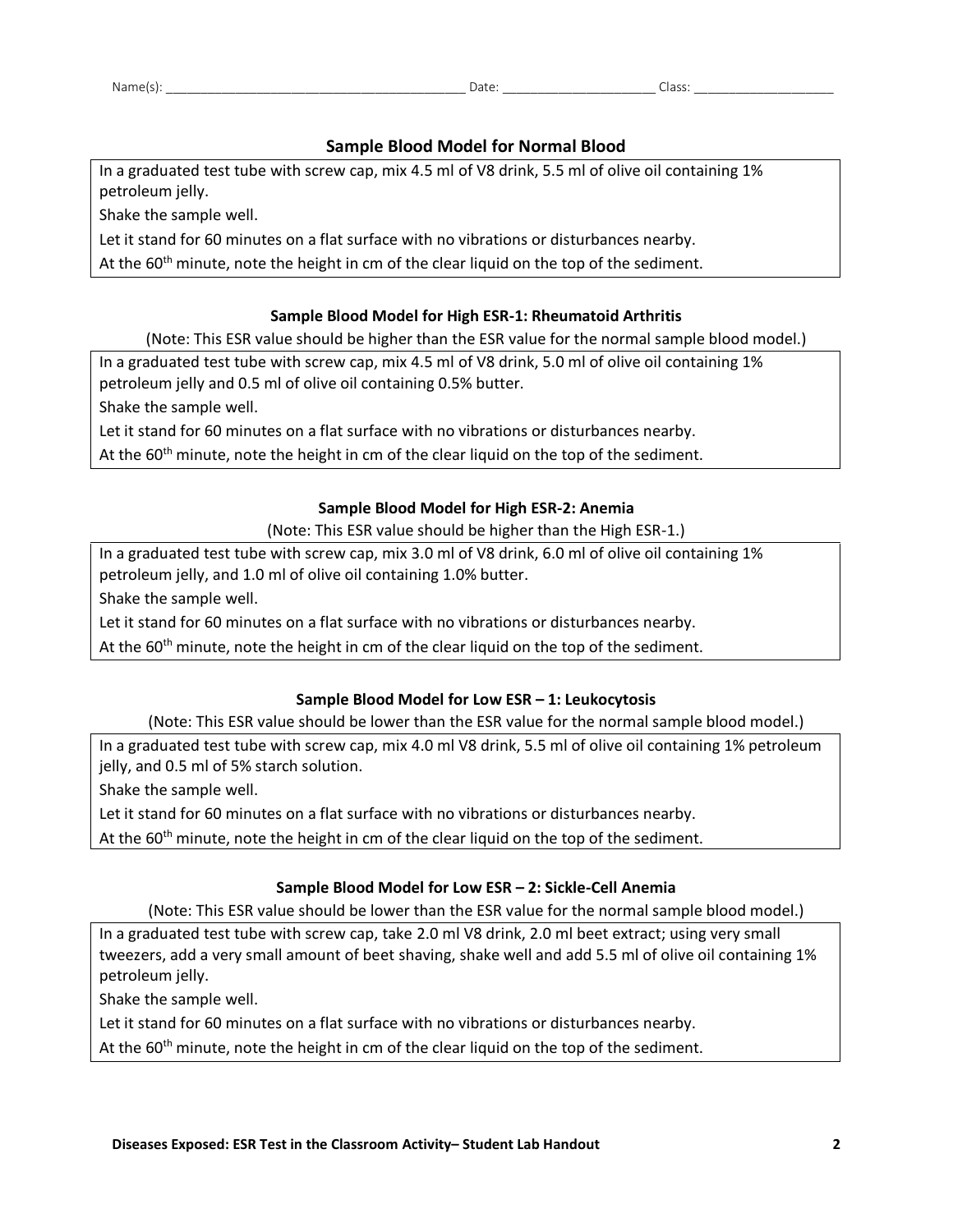Name(s): ________________________________________ Date: ____________________ Class: __________________

## Sample Blood Model for Normal Blood

In a graduated test tube with screw cap, mix 4.5 ml of V8 drink, 5.5 ml of olive oil containing 1% petroleum jelly.

Shake the sample well.

Let it stand for 60 minutes on a flat surface with no vibrations or disturbances nearby.

At the $60^{th}$ minute, note the height in cm of the clear liquid on the top of the sediment.

### Sample Blood Model for High ESR-1: Rheumatoid Arthritis

(Note: This ESR value should be higher than the ESR value for the normal sample blood model.)

In a graduated test tube with screw cap, mix 4.5 ml of V8 drink, 5.0 ml of olive oil containing 1% petroleum jelly and 0.5 ml of olive oil containing 0.5% butter.

Shake the sample well.

Let it stand for 60 minutes on a flat surface with no vibrations or disturbances nearby.

At the $60^{th}$ minute, note the height in cm of the clear liquid on the top of the sediment.

### Sample Blood Model for High ESR-2: Anemia

(Note: This ESR value should be higher than the High ESR-1.)

In a graduated test tube with screw cap, mix 3.0 ml of V8 drink, 6.0 ml of olive oil containing 1% petroleum jelly, and 1.0 ml of olive oil containing 1.0% butter.

Shake the sample well.

Let it stand for 60 minutes on a flat surface with no vibrations or disturbances nearby.

At the $60^{th}$ minute, note the height in cm of the clear liquid on the top of the sediment.

### Sample Blood Model for Low ESR – 1: Leukocytosis

(Note: This ESR value should be lower than the ESR value for the normal sample blood model.)

In a graduated test tube with screw cap, mix 4.0 ml V8 drink, 5.5 ml of olive oil containing 1% petroleum jelly, and 0.5 ml of 5% starch solution.

Shake the sample well.

Let it stand for 60 minutes on a flat surface with no vibrations or disturbances nearby.

At the $60^{th}$ minute, note the height in cm of the clear liquid on the top of the sediment.

### Sample Blood Model for Low ESR – 2: Sickle-Cell Anemia

(Note: This ESR value should be lower than the ESR value for the normal sample blood model.)

In a graduated test tube with screw cap, take 2.0 ml V8 drink, 2.0 ml beet extract; using very small tweezers, add a very small amount of beet shaving, shake well and add 5.5 ml of olive oil containing 1% petroleum jelly.

Shake the sample well.

Let it stand for 60 minutes on a flat surface with no vibrations or disturbances nearby.

At the $60^{th}$ minute, note the height in cm of the clear liquid on the top of the sediment.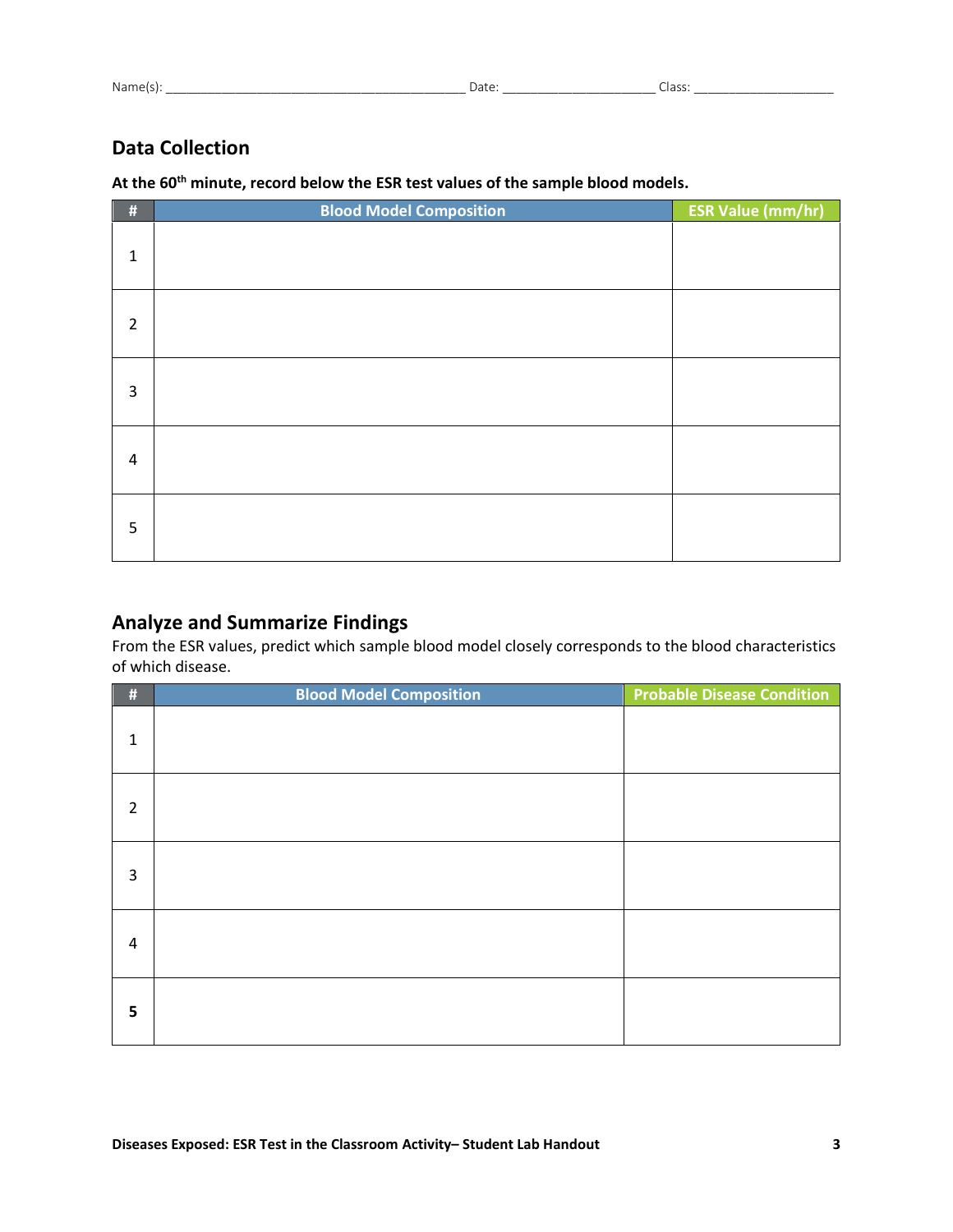Name(s): ________________________________________ Date: ____________________ Class: ___________________

## Data Collection

**At the 60th minute, record below the ESR test values of the sample blood models.**

| # | Blood Model Composition | ESR Value (mm/hr) |
|---|---|---|
| 1 | | |
| 2 | | |
| 3 | | |
| 4 | | |
| 5 | | |

## Analyze and Summarize Findings

From the ESR values, predict which sample blood model closely corresponds to the blood characteristics of which disease.

| # | Blood Model Composition | Probable Disease Condition |
|---|---|---|
| 1 | | |
| 2 | | |
| 3 | | |
| 4 | | |
| **5** | | |